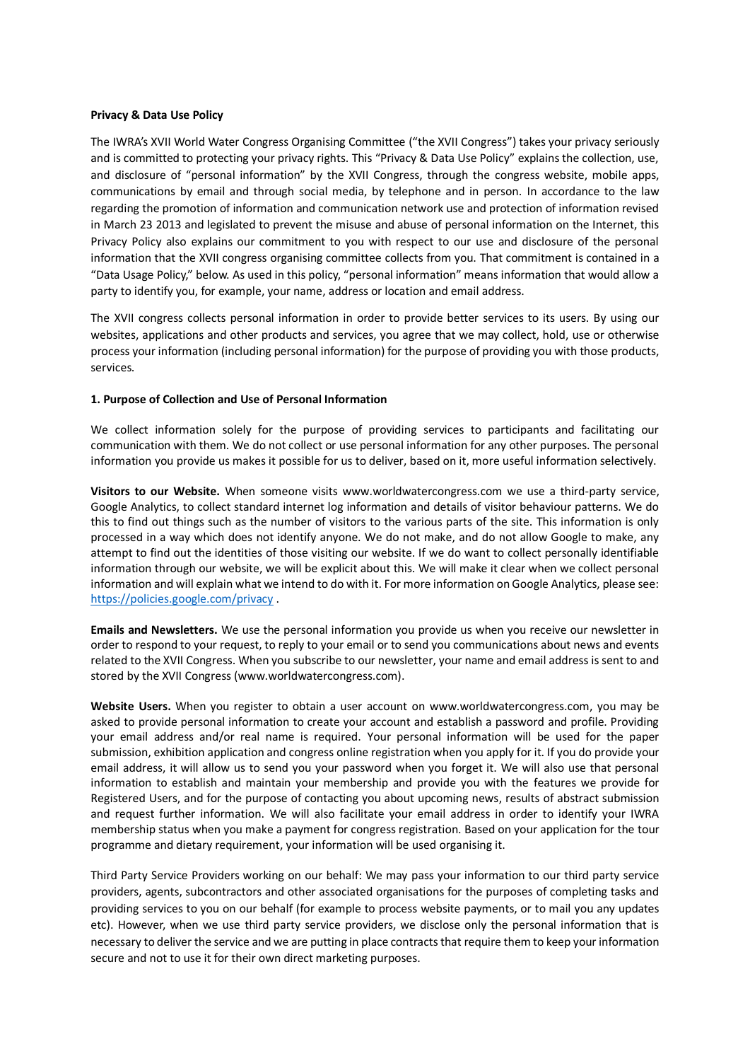**Privacy & Data Use Policy**

The IWRA's XVII World Water Congress Organising Committee ("the XVII Congress") takes your privacy seriously and is committed to protecting your privacy rights. This "Privacy & Data Use Policy" explains the collection, use, and disclosure of "personal information" by the XVII Congress, through the congress website, mobile apps, communications by email and through social media, by telephone and in person. In accordance to the law regarding the promotion of information and communication network use and protection of information revised in March 23 2013 and legislated to prevent the misuse and abuse of personal information on the Internet, this Privacy Policy also explains our commitment to you with respect to our use and disclosure of the personal information that the XVII congress organising committee collects from you. That commitment is contained in a "Data Usage Policy," below. As used in this policy, "personal information" means information that would allow a party to identify you, for example, your name, address or location and email address.

The XVII congress collects personal information in order to provide better services to its users. By using our websites, applications and other products and services, you agree that we may collect, hold, use or otherwise process your information (including personal information) for the purpose of providing you with those products, services.

**1. Purpose of Collection and Use of Personal Information**

We collect information solely for the purpose of providing services to participants and facilitating our communication with them. We do not collect or use personal information for any other purposes. The personal information you provide us makes it possible for us to deliver, based on it, more useful information selectively.

**Visitors to our Website.** When someone visits www.worldwatercongress.com we use a third-party service, Google Analytics, to collect standard internet log information and details of visitor behaviour patterns. We do this to find out things such as the number of visitors to the various parts of the site. This information is only processed in a way which does not identify anyone. We do not make, and do not allow Google to make, any attempt to find out the identities of those visiting our website. If we do want to collect personally identifiable information through our website, we will be explicit about this. We will make it clear when we collect personal information and will explain what we intend to do with it. For more information on Google Analytics, please see: https://policies.google.com/privacy .

**Emails and Newsletters.** We use the personal information you provide us when you receive our newsletter in order to respond to your request, to reply to your email or to send you communications about news and events related to the XVII Congress. When you subscribe to our newsletter, your name and email address is sent to and stored by the XVII Congress (www.worldwatercongress.com).

**Website Users.** When you register to obtain a user account on www.worldwatercongress.com, you may be asked to provide personal information to create your account and establish a password and profile. Providing your email address and/or real name is required. Your personal information will be used for the paper submission, exhibition application and congress online registration when you apply for it. If you do provide your email address, it will allow us to send you your password when you forget it. We will also use that personal information to establish and maintain your membership and provide you with the features we provide for Registered Users, and for the purpose of contacting you about upcoming news, results of abstract submission and request further information. We will also facilitate your email address in order to identify your IWRA membership status when you make a payment for congress registration. Based on your application for the tour programme and dietary requirement, your information will be used organising it.

Third Party Service Providers working on our behalf: We may pass your information to our third party service providers, agents, subcontractors and other associated organisations for the purposes of completing tasks and providing services to you on our behalf (for example to process website payments, or to mail you any updates etc). However, when we use third party service providers, we disclose only the personal information that is necessary to deliver the service and we are putting in place contracts that require them to keep your information secure and not to use it for their own direct marketing purposes.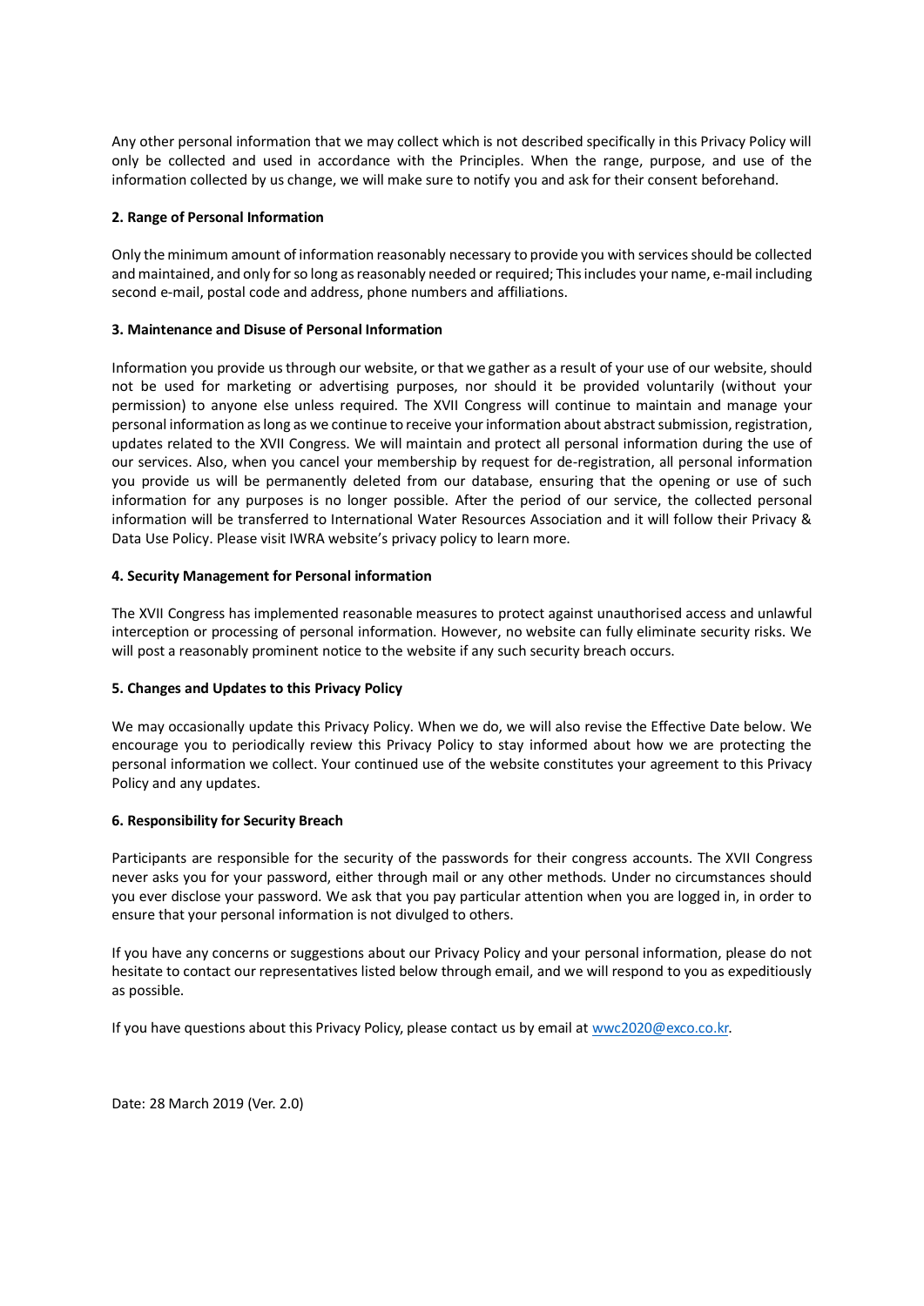Any other personal information that we may collect which is not described specifically in this Privacy Policy will only be collected and used in accordance with the Principles. When the range, purpose, and use of the information collected by us change, we will make sure to notify you and ask for their consent beforehand.

**2. Range of Personal Information**

Only the minimum amount of information reasonably necessary to provide you with services should be collected and maintained, and only for so long as reasonably needed or required; This includes your name, e-mail including second e-mail, postal code and address, phone numbers and affiliations.

**3. Maintenance and Disuse of Personal Information**

Information you provide us through our website, or that we gather as a result of your use of our website, should not be used for marketing or advertising purposes, nor should it be provided voluntarily (without your permission) to anyone else unless required. The XVII Congress will continue to maintain and manage your personal information as long as we continue to receive your information about abstract submission, registration, updates related to the XVII Congress. We will maintain and protect all personal information during the use of our services. Also, when you cancel your membership by request for de-registration, all personal information you provide us will be permanently deleted from our database, ensuring that the opening or use of such information for any purposes is no longer possible. After the period of our service, the collected personal information will be transferred to International Water Resources Association and it will follow their Privacy & Data Use Policy. Please visit IWRA website's privacy policy to learn more.

**4. Security Management for Personal information**

The XVII Congress has implemented reasonable measures to protect against unauthorised access and unlawful interception or processing of personal information. However, no website can fully eliminate security risks. We will post a reasonably prominent notice to the website if any such security breach occurs.

**5. Changes and Updates to this Privacy Policy**

We may occasionally update this Privacy Policy. When we do, we will also revise the Effective Date below. We encourage you to periodically review this Privacy Policy to stay informed about how we are protecting the personal information we collect. Your continued use of the website constitutes your agreement to this Privacy Policy and any updates.

**6. Responsibility for Security Breach**

Participants are responsible for the security of the passwords for their congress accounts. The XVII Congress never asks you for your password, either through mail or any other methods. Under no circumstances should you ever disclose your password. We ask that you pay particular attention when you are logged in, in order to ensure that your personal information is not divulged to others.

If you have any concerns or suggestions about our Privacy Policy and your personal information, please do not hesitate to contact our representatives listed below through email, and we will respond to you as expeditiously as possible.

If you have questions about this Privacy Policy, please contact us by email at wwc2020@exco.co.kr.

Date: 28 March 2019 (Ver. 2.0)